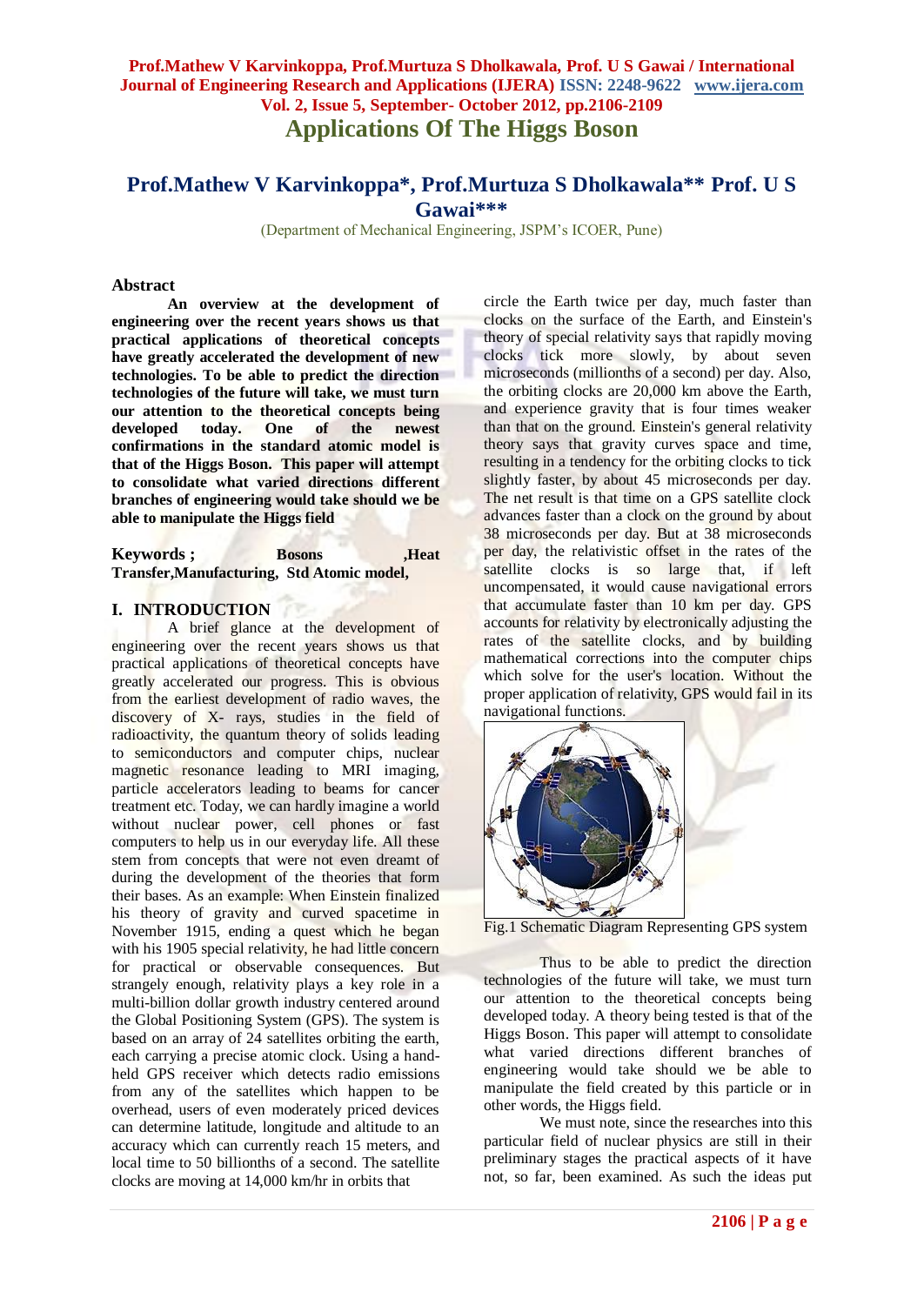# Applications Of The Higgs Boson

## Prof.Mathew V Karvinkoppa*, Prof.Murtuza S Dholkawala** Prof. U S Gawai***

(Department of Mechanical Engineering, JSPM's ICOER, Pune)

### Abstract

**An overview at the development of engineering over the recent years shows us that practical applications of theoretical concepts have greatly accelerated the development of new technologies. To be able to predict the direction technologies of the future will take, we must turn our attention to the theoretical concepts being developed today. One of the newest confirmations in the standard atomic model is that of the Higgs Boson. This paper will attempt to consolidate what varied directions different branches of engineering would take should we be able to manipulate the Higgs field**

**Keywords ; Bosons ,Heat Transfer,Manufacturing, Std Atomic model,**

## I. INTRODUCTION

A brief glance at the development of engineering over the recent years shows us that practical applications of theoretical concepts have greatly accelerated our progress. This is obvious from the earliest development of radio waves, the discovery of X- rays, studies in the field of radioactivity, the quantum theory of solids leading to semiconductors and computer chips, nuclear magnetic resonance leading to MRI imaging, particle accelerators leading to beams for cancer treatment etc. Today, we can hardly imagine a world without nuclear power, cell phones or fast computers to help us in our everyday life. All these stem from concepts that were not even dreamt of during the development of the theories that form their bases. As an example: When Einstein finalized his theory of gravity and curved spacetime in November 1915, ending a quest which he began with his 1905 special relativity, he had little concern for practical or observable consequences. But strangely enough, relativity plays a key role in a multi-billion dollar growth industry centered around the Global Positioning System (GPS). The system is based on an array of 24 satellites orbiting the earth, each carrying a precise atomic clock. Using a hand-held GPS receiver which detects radio emissions from any of the satellites which happen to be overhead, users of even moderately priced devices can determine latitude, longitude and altitude to an accuracy which can currently reach 15 meters, and local time to 50 billionths of a second. The satellite clocks are moving at 14,000 km/hr in orbits that circle the Earth twice per day, much faster than clocks on the surface of the Earth, and Einstein's theory of special relativity says that rapidly moving clocks tick more slowly, by about seven microseconds (millionths of a second) per day. Also, the orbiting clocks are 20,000 km above the Earth, and experience gravity that is four times weaker than that on the ground. Einstein's general relativity theory says that gravity curves space and time, resulting in a tendency for the orbiting clocks to tick slightly faster, by about 45 microseconds per day. The net result is that time on a GPS satellite clock advances faster than a clock on the ground by about 38 microseconds per day. But at 38 microseconds per day, the relativistic offset in the rates of the satellite clocks is so large that, if left uncompensated, it would cause navigational errors that accumulate faster than 10 km per day. GPS accounts for relativity by electronically adjusting the rates of the satellite clocks, and by building mathematical corrections into the computer chips which solve for the user's location. Without the proper application of relativity, GPS would fail in its navigational functions.

Fig.1 Schematic Diagram Representing GPS system

Thus to be able to predict the direction technologies of the future will take, we must turn our attention to the theoretical concepts being developed today. A theory being tested is that of the Higgs Boson. This paper will attempt to consolidate what varied directions different branches of engineering would take should we be able to manipulate the field created by this particle or in other words, the Higgs field.

We must note, since the researches into this particular field of nuclear physics are still in their preliminary stages the practical aspects of it have not, so far, been examined. As such the ideas put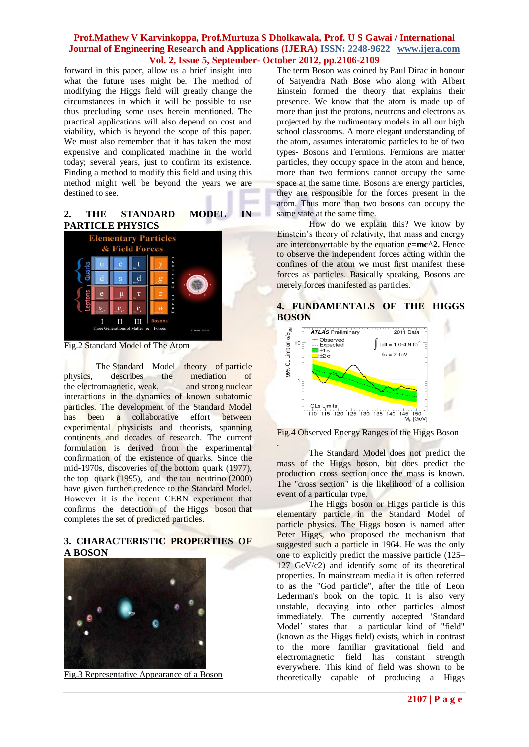forward in this paper, allow us a brief insight into what the future uses might be. The method of modifying the Higgs field will greatly change the circumstances in which it will be possible to use thus precluding some uses herein mentioned. The practical applications will also depend on cost and viability, which is beyond the scope of this paper. We must also remember that it has taken the most expensive and complicated machine in the world today; several years, just to confirm its existence. Finding a method to modify this field and using this method might well be beyond the years we are destined to see.

## 2. THE STANDARD MODEL IN PARTICLE PHYSICS

Fig.2 Standard Model of The Atom

The Standard Model theory of particle physics, describes the mediation of the electromagnetic, weak, and strong nuclear interactions in the dynamics of known subatomic particles. The development of the Standard Model has been a collaborative effort between experimental physicists and theorists, spanning continents and decades of research. The current formulation is derived from the experimental confirmation of the existence of quarks. Since the mid-1970s, discoveries of the bottom quark (1977), the top quark (1995), and the tau neutrino (2000) have given further credence to the Standard Model. However it is the recent CERN experiment that confirms the detection of the Higgs boson that completes the set of predicted particles.

## 3. CHARACTERISTIC PROPERTIES OF A BOSON

Fig.3 Representative Appearance of a Boson

The term Boson was coined by Paul Dirac in honour of Satyendra Nath Bose who along with Albert Einstein formed the theory that explains their presence. We know that the atom is made up of more than just the protons, neutrons and electrons as projected by the rudimentary models in all our high school classrooms. A more elegant understanding of the atom, assumes interatomic particles to be of two types- Bosons and Fermions. Fermions are matter particles, they occupy space in the atom and hence, more than two fermions cannot occupy the same space at the same time. Bosons are energy particles, they are responsible for the forces present in the atom. Thus more than two bosons can occupy the same state at the same time.

How do we explain this? We know by Einstein's theory of relativity, that mass and energy are interconvertable by the equation **e=mc^2.** Hence to observe the independent forces acting within the confines of the atom we must first manifest these forces as particles. Basically speaking, Bosons are merely forces manifested as particles.

## 4. FUNDAMENTALS OF THE HIGGS BOSON

Fig.4 Observed Energy Ranges of the Higgs Boson

.

The Standard Model does not predict the mass of the Higgs boson, but does predict the production cross section once the mass is known. The "cross section" is the likelihood of a collision event of a particular type.

The Higgs boson or Higgs particle is this elementary particle in the Standard Model of particle physics. The Higgs boson is named after Peter Higgs, who proposed the mechanism that suggested such a particle in 1964. He was the only one to explicitly predict the massive particle (125–127 GeV/c2) and identify some of its theoretical properties. In mainstream media it is often referred to as the "God particle", after the title of Leon Lederman's book on the topic. It is also very unstable, decaying into other particles almost immediately. The currently accepted 'Standard Model' states that a particular kind of "field" (known as the Higgs field) exists, which in contrast to the more familiar gravitational field and electromagnetic field has constant strength everywhere. This kind of field was shown to be theoretically capable of producing a Higgs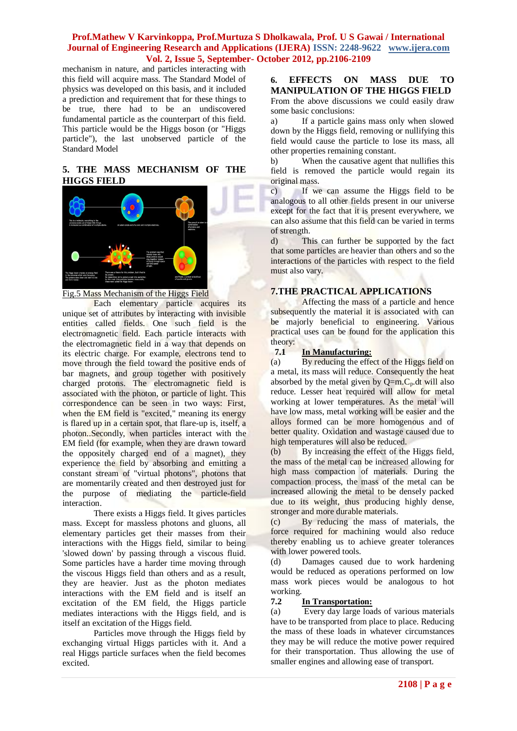mechanism in nature, and particles interacting with this field will acquire mass. The Standard Model of physics was developed on this basis, and it included a prediction and requirement that for these things to be true, there had to be an undiscovered fundamental particle as the counterpart of this field. This particle would be the Higgs boson (or "Higgs particle"), the last unobserved particle of the Standard Model

## 5. THE MASS MECHANISM OF THE HIGGS FIELD

Fig.5 Mass Mechanism of the Higgs Field

Each elementary particle acquires its unique set of attributes by interacting with invisible entities called fields. One such field is the electromagnetic field. Each particle interacts with the electromagnetic field in a way that depends on its electric charge. For example, electrons tend to move through the field toward the positive ends of bar magnets, and group together with positively charged protons. The electromagnetic field is associated with the photon, or particle of light. This correspondence can be seen in two ways: First, when the EM field is "excited," meaning its energy is flared up in a certain spot, that flare-up is, itself, a photon..Secondly, when particles interact with the EM field (for example, when they are drawn toward the oppositely charged end of a magnet), they experience the field by absorbing and emitting a constant stream of "virtual photons", photons that are momentarily created and then destroyed just for the purpose of mediating the particle-field interaction.

There exists a Higgs field. It gives particles mass. Except for massless photons and gluons, all elementary particles get their masses from their interactions with the Higgs field, similar to being 'slowed down' by passing through a viscous fluid. Some particles have a harder time moving through the viscous Higgs field than others and as a result, they are heavier. Just as the photon mediates interactions with the EM field and is itself an excitation of the EM field, the Higgs particle mediates interactions with the Higgs field, and is itself an excitation of the Higgs field.

Particles move through the Higgs field by exchanging virtual Higgs particles with it. And a real Higgs particle surfaces when the field becomes excited.

## 6. EFFECTS ON MASS DUE TO MANIPULATION OF THE HIGGS FIELD

From the above discussions we could easily draw some basic conclusions:

a) If a particle gains mass only when slowed down by the Higgs field, removing or nullifying this field would cause the particle to lose its mass, all other properties remaining constant.

b) When the causative agent that nullifies this field is removed the particle would regain its original mass.

c) If we can assume the Higgs field to be analogous to all other fields present in our universe except for the fact that it is present everywhere, we can also assume that this field can be varied in terms of strength.

d) This can further be supported by the fact that some particles are heavier than others and so the interactions of the particles with respect to the field must also vary.

## 7.THE PRACTICAL APPLICATIONS

Affecting the mass of a particle and hence subsequently the material it is associated with can be majorly beneficial to engineering. Various practical uses can be found for the application this theory:

### 7.1 <u>In Manufacturing:</u>

(a) By reducing the effect of the Higgs field on a metal, its mass will reduce. Consequently the heat absorbed by the metal given by $Q=m.C_p.dt$ will also reduce. Lesser heat required will allow for metal working at lower temperatures. As the metal will have low mass, metal working will be easier and the alloys formed can be more homogenous and of better quality. Oxidation and wastage caused due to high temperatures will also be reduced.

(b) By increasing the effect of the Higgs field, the mass of the metal can be increased allowing for high mass compaction of materials. During the compaction process, the mass of the metal can be increased allowing the metal to be densely packed due to its weight, thus producing highly dense, stronger and more durable materials.

(c) By reducing the mass of materials, the force required for machining would also reduce thereby enabling us to achieve greater tolerances with lower powered tools.

(d) Damages caused due to work hardening would be reduced as operations performed on low mass work pieces would be analogous to hot working.

### 7.2 <u>In Transportation:</u>

(a) Every day large loads of various materials have to be transported from place to place. Reducing the mass of these loads in whatever circumstances they may be will reduce the motive power required for their transportation. Thus allowing the use of smaller engines and allowing ease of transport.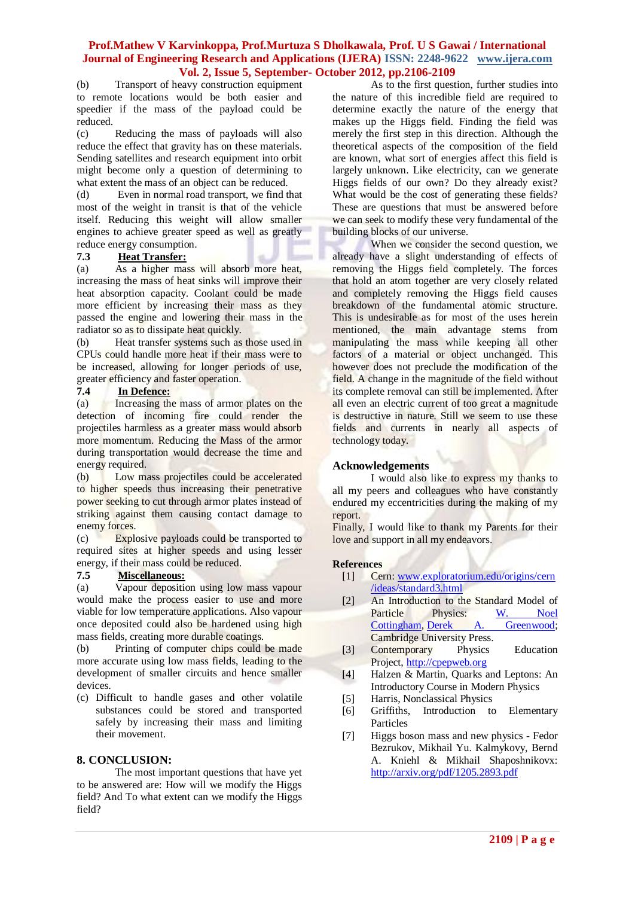(b) Transport of heavy construction equipment to remote locations would be both easier and speedier if the mass of the payload could be reduced.

(c) Reducing the mass of payloads will also reduce the effect that gravity has on these materials. Sending satellites and research equipment into orbit might become only a question of determining to what extent the mass of an object can be reduced.

(d) Even in normal road transport, we find that most of the weight in transit is that of the vehicle itself. Reducing this weight will allow smaller engines to achieve greater speed as well as greatly reduce energy consumption.

### 7.3 Heat Transfer:

(a) As a higher mass will absorb more heat, increasing the mass of heat sinks will improve their heat absorption capacity. Coolant could be made more efficient by increasing their mass as they passed the engine and lowering their mass in the radiator so as to dissipate heat quickly.

(b) Heat transfer systems such as those used in CPUs could handle more heat if their mass were to be increased, allowing for longer periods of use, greater efficiency and faster operation.

### 7.4 In Defence:

(a) Increasing the mass of armor plates on the detection of incoming fire could render the projectiles harmless as a greater mass would absorb more momentum. Reducing the Mass of the armor during transportation would decrease the time and energy required.

(b) Low mass projectiles could be accelerated to higher speeds thus increasing their penetrative power seeking to cut through armor plates instead of striking against them causing contact damage to enemy forces.

(c) Explosive payloads could be transported to required sites at higher speeds and using lesser energy, if their mass could be reduced.

### 7.5 Miscellaneous:

(a) Vapour deposition using low mass vapour would make the process easier to use and more viable for low temperature applications. Also vapour once deposited could also be hardened using high mass fields, creating more durable coatings.

(b) Printing of computer chips could be made more accurate using low mass fields, leading to the development of smaller circuits and hence smaller devices.

(c) Difficult to handle gases and other volatile substances could be stored and transported safely by increasing their mass and limiting their movement.

## 8. CONCLUSION:

The most important questions that have yet to be answered are: How will we modify the Higgs field? And To what extent can we modify the Higgs field?

As to the first question, further studies into the nature of this incredible field are required to determine exactly the nature of the energy that makes up the Higgs field. Finding the field was merely the first step in this direction. Although the theoretical aspects of the composition of the field are known, what sort of energies affect this field is largely unknown. Like electricity, can we generate Higgs fields of our own? Do they already exist? What would be the cost of generating these fields? These are questions that must be answered before we can seek to modify these very fundamental of the building blocks of our universe.

When we consider the second question, we already have a slight understanding of effects of removing the Higgs field completely. The forces that hold an atom together are very closely related and completely removing the Higgs field causes breakdown of the fundamental atomic structure. This is undesirable as for most of the uses herein mentioned, the main advantage stems from manipulating the mass while keeping all other factors of a material or object unchanged. This however does not preclude the modification of the field. A change in the magnitude of the field without its complete removal can still be implemented. After all even an electric current of too great a magnitude is destructive in nature. Still we seem to use these fields and currents in nearly all aspects of technology today.

## Acknowledgements

I would also like to express my thanks to all my peers and colleagues who have constantly endured my eccentricities during the making of my report.

Finally, I would like to thank my Parents for their love and support in all my endeavors.

## References

[1] Cern: www.exploratorium.edu/origins/cern/ideas/standard3.html

[2] An Introduction to the Standard Model of Particle Physics: W. Noel Cottingham, Derek A. Greenwood; Cambridge University Press.

[3] Contemporary Physics Education Project, http://cpepweb.org

[4] Halzen & Martin, Quarks and Leptons: An Introductory Course in Modern Physics

[5] Harris, Nonclassical Physics

[6] Griffiths, Introduction to Elementary Particles

[7] Higgs boson mass and new physics - Fedor Bezrukov, Mikhail Yu. Kalmykovy, Bernd A. Kniehl & Mikhail Shaposhnikovx: http://arxiv.org/pdf/1205.2893.pdf